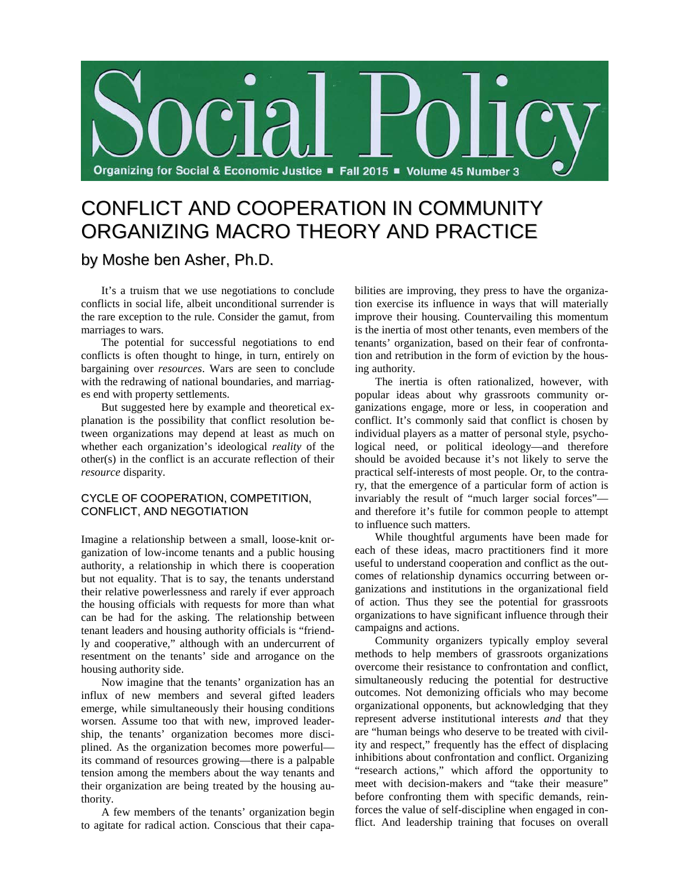# Social Policy

Organizing for Social & Economic Justice ■ Fall 2015 ■ Volume 45 Number 3

## CONFLICT AND COOPERATION IN COMMUNITY ORGANIZING MACRO THEORY AND PRACTICE

### by Moshe ben Asher, Ph.D.

It's a truism that we use negotiations to conclude conflicts in social life, albeit unconditional surrender is the rare exception to the rule. Consider the gamut, from marriages to wars.

The potential for successful negotiations to end conflicts is often thought to hinge, in turn, entirely on bargaining over *resources*. Wars are seen to conclude with the redrawing of national boundaries, and marriages end with property settlements.

But suggested here by example and theoretical explanation is the possibility that conflict resolution between organizations may depend at least as much on whether each organization's ideological *reality* of the other(s) in the conflict is an accurate reflection of their *resource* disparity.

### CYCLE OF COOPERATION, COMPETITION, CONFLICT, AND NEGOTIATION

Imagine a relationship between a small, loose-knit organization of low-income tenants and a public housing authority, a relationship in which there is cooperation but not equality. That is to say, the tenants understand their relative powerlessness and rarely if ever approach the housing officials with requests for more than what can be had for the asking. The relationship between tenant leaders and housing authority officials is "friendly and cooperative," although with an undercurrent of resentment on the tenants' side and arrogance on the housing authority side.

Now imagine that the tenants' organization has an influx of new members and several gifted leaders emerge, while simultaneously their housing conditions worsen. Assume too that with new, improved leadership, the tenants' organization becomes more disciplined. As the organization becomes more powerful—its command of resources growing—there is a palpable tension among the members about the way tenants and their organization are being treated by the housing authority.

A few members of the tenants' organization begin to agitate for radical action. Conscious that their capabilities are improving, they press to have the organization exercise its influence in ways that will materially improve their housing. Countervailing this momentum is the inertia of most other tenants, even members of the tenants' organization, based on their fear of confrontation and retribution in the form of eviction by the housing authority.

The inertia is often rationalized, however, with popular ideas about why grassroots community organizations engage, more or less, in cooperation and conflict. It's commonly said that conflict is chosen by individual players as a matter of personal style, psychological need, or political ideology—and therefore should be avoided because it's not likely to serve the practical self-interests of most people. Or, to the contrary, that the emergence of a particular form of action is invariably the result of "much larger social forces"—and therefore it's futile for common people to attempt to influence such matters.

While thoughtful arguments have been made for each of these ideas, macro practitioners find it more useful to understand cooperation and conflict as the outcomes of relationship dynamics occurring between organizations and institutions in the organizational field of action. Thus they see the potential for grassroots organizations to have significant influence through their campaigns and actions.

Community organizers typically employ several methods to help members of grassroots organizations overcome their resistance to confrontation and conflict, simultaneously reducing the potential for destructive outcomes. Not demonizing officials who may become organizational opponents, but acknowledging that they represent adverse institutional interests *and* that they are "human beings who deserve to be treated with civility and respect," frequently has the effect of displacing inhibitions about confrontation and conflict. Organizing "research actions," which afford the opportunity to meet with decision-makers and "take their measure" before confronting them with specific demands, reinforces the value of self-discipline when engaged in conflict. And leadership training that focuses on overall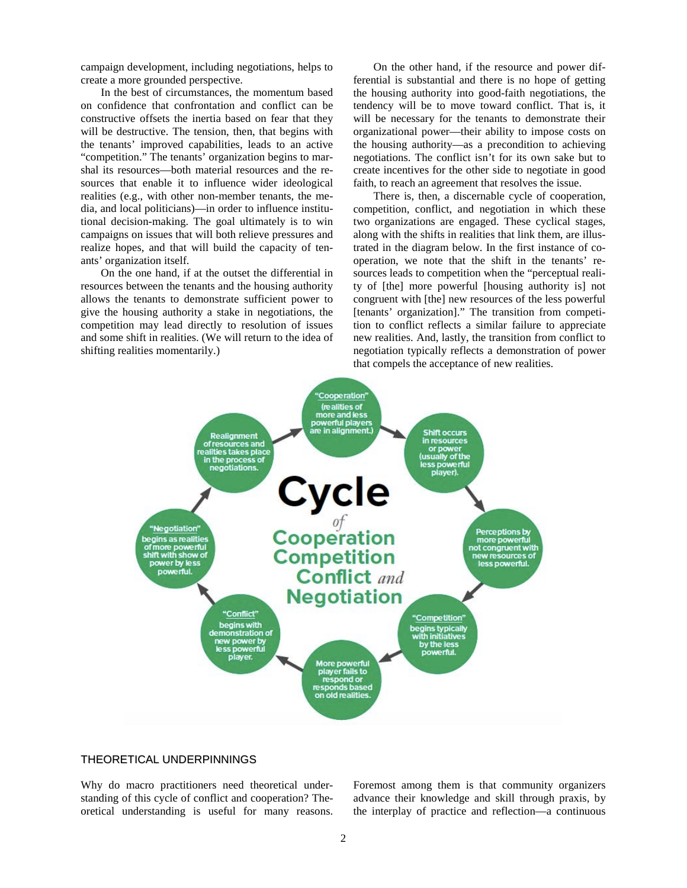campaign development, including negotiations, helps to create a more grounded perspective.

In the best of circumstances, the momentum based on confidence that confrontation and conflict can be constructive offsets the inertia based on fear that they will be destructive. The tension, then, that begins with the tenants' improved capabilities, leads to an active "competition." The tenants' organization begins to marshal its resources—both material resources and the resources that enable it to influence wider ideological realities (e.g., with other non-member tenants, the media, and local politicians)—in order to influence institutional decision-making. The goal ultimately is to win campaigns on issues that will both relieve pressures and realize hopes, and that will build the capacity of tenants' organization itself.

On the one hand, if at the outset the differential in resources between the tenants and the housing authority allows the tenants to demonstrate sufficient power to give the housing authority a stake in negotiations, the competition may lead directly to resolution of issues and some shift in realities. (We will return to the idea of shifting realities momentarily.)

On the other hand, if the resource and power differential is substantial and there is no hope of getting the housing authority into good-faith negotiations, the tendency will be to move toward conflict. That is, it will be necessary for the tenants to demonstrate their organizational power—their ability to impose costs on the housing authority—as a precondition to achieving negotiations. The conflict isn't for its own sake but to create incentives for the other side to negotiate in good faith, to reach an agreement that resolves the issue.

There is, then, a discernable cycle of cooperation, competition, conflict, and negotiation in which these two organizations are engaged. These cyclical stages, along with the shifts in realities that link them, are illustrated in the diagram below. In the first instance of cooperation, we note that the shift in the tenants' resources leads to competition when the "perceptual reality of [the] more powerful [housing authority is] not congruent with [the] new resources of the less powerful [tenants' organization]." The transition from competition to conflict reflects a similar failure to appreciate new realities. And, lastly, the transition from conflict to negotiation typically reflects a demonstration of power that compels the acceptance of new realities.

**Cycle *of* Cooperation Competition Conflict *and* Negotiation**

- "Cooperation" (realities of more and less powerful players are in alignment.)
- Shift occurs in resources or power (usually of the less powerful player).
- Perceptions by more powerful not congruent with new resources of less powerful.
- "Competition" begins typically with initiatives by the less powerful.
- More powerful player fails to respond or responds based on old realities.
- "Conflict" begins with demonstration of new power by less powerful player.
- "Negotiation" begins as realities of more powerful shift with show of power by less powerful.
- Realignment of resources and realities takes place in the process of negotiations.

## THEORETICAL UNDERPINNINGS

Why do macro practitioners need theoretical understanding of this cycle of conflict and cooperation? Theoretical understanding is useful for many reasons. Foremost among them is that community organizers advance their knowledge and skill through praxis, by the interplay of practice and reflection—a continuous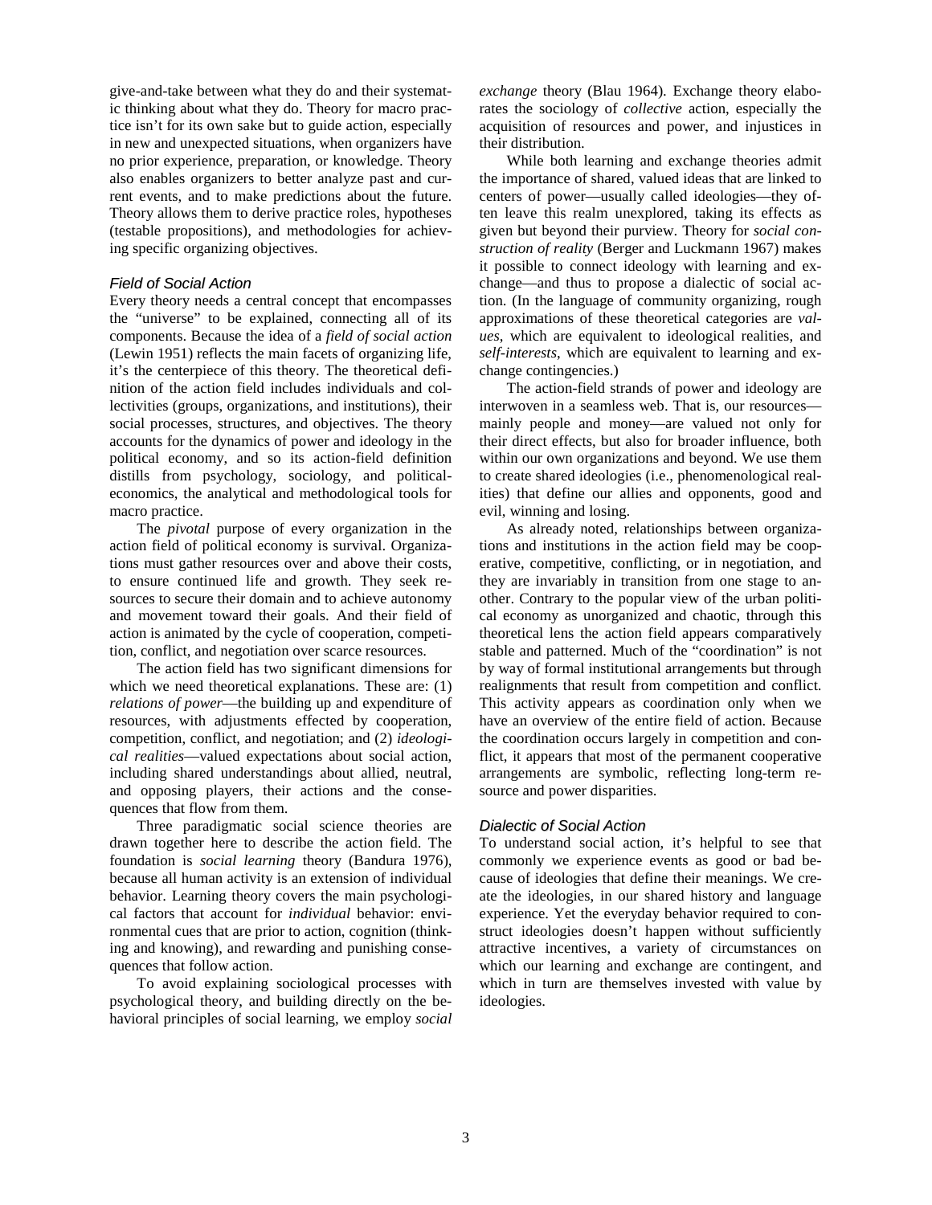give-and-take between what they do and their systematic thinking about what they do. Theory for macro practice isn't for its own sake but to guide action, especially in new and unexpected situations, when organizers have no prior experience, preparation, or knowledge. Theory also enables organizers to better analyze past and current events, and to make predictions about the future. Theory allows them to derive practice roles, hypotheses (testable propositions), and methodologies for achieving specific organizing objectives.

### *Field of Social Action*

Every theory needs a central concept that encompasses the "universe" to be explained, connecting all of its components. Because the idea of a *field of social action* (Lewin 1951) reflects the main facets of organizing life, it's the centerpiece of this theory. The theoretical definition of the action field includes individuals and collectivities (groups, organizations, and institutions), their social processes, structures, and objectives. The theory accounts for the dynamics of power and ideology in the political economy, and so its action-field definition distills from psychology, sociology, and political-economics, the analytical and methodological tools for macro practice.

The *pivotal* purpose of every organization in the action field of political economy is survival. Organizations must gather resources over and above their costs, to ensure continued life and growth. They seek resources to secure their domain and to achieve autonomy and movement toward their goals. And their field of action is animated by the cycle of cooperation, competition, conflict, and negotiation over scarce resources.

The action field has two significant dimensions for which we need theoretical explanations. These are: (1) *relations of power*—the building up and expenditure of resources, with adjustments effected by cooperation, competition, conflict, and negotiation; and (2) *ideological realities*—valued expectations about social action, including shared understandings about allied, neutral, and opposing players, their actions and the consequences that flow from them.

Three paradigmatic social science theories are drawn together here to describe the action field. The foundation is *social learning* theory (Bandura 1976), because all human activity is an extension of individual behavior. Learning theory covers the main psychological factors that account for *individual* behavior: environmental cues that are prior to action, cognition (thinking and knowing), and rewarding and punishing consequences that follow action.

To avoid explaining sociological processes with psychological theory, and building directly on the behavioral principles of social learning, we employ *social exchange* theory (Blau 1964). Exchange theory elaborates the sociology of *collective* action, especially the acquisition of resources and power, and injustices in their distribution.

While both learning and exchange theories admit the importance of shared, valued ideas that are linked to centers of power—usually called ideologies—they often leave this realm unexplored, taking its effects as given but beyond their purview. Theory for *social construction of reality* (Berger and Luckmann 1967) makes it possible to connect ideology with learning and exchange—and thus to propose a dialectic of social action. (In the language of community organizing, rough approximations of these theoretical categories are *values*, which are equivalent to ideological realities, and *self-interests*, which are equivalent to learning and exchange contingencies.)

The action-field strands of power and ideology are interwoven in a seamless web. That is, our resources—mainly people and money—are valued not only for their direct effects, but also for broader influence, both within our own organizations and beyond. We use them to create shared ideologies (i.e., phenomenological realities) that define our allies and opponents, good and evil, winning and losing.

As already noted, relationships between organizations and institutions in the action field may be cooperative, competitive, conflicting, or in negotiation, and they are invariably in transition from one stage to another. Contrary to the popular view of the urban political economy as unorganized and chaotic, through this theoretical lens the action field appears comparatively stable and patterned. Much of the "coordination" is not by way of formal institutional arrangements but through realignments that result from competition and conflict. This activity appears as coordination only when we have an overview of the entire field of action. Because the coordination occurs largely in competition and conflict, it appears that most of the permanent cooperative arrangements are symbolic, reflecting long-term resource and power disparities.

### *Dialectic of Social Action*

To understand social action, it's helpful to see that commonly we experience events as good or bad because of ideologies that define their meanings. We create the ideologies, in our shared history and language experience. Yet the everyday behavior required to construct ideologies doesn't happen without sufficiently attractive incentives, a variety of circumstances on which our learning and exchange are contingent, and which in turn are themselves invested with value by ideologies.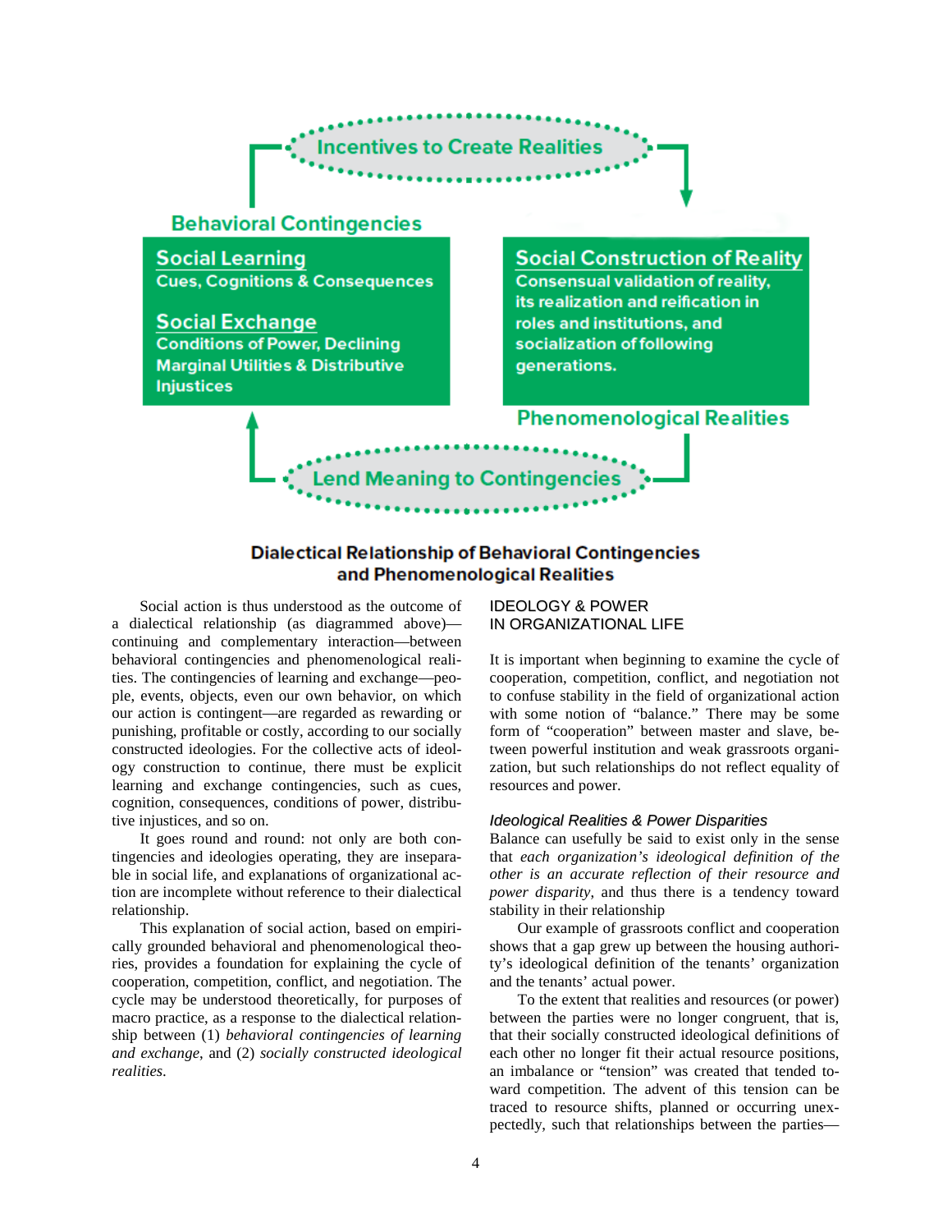Incentives to Create Realities

**Behavioral Contingencies**

**Social Learning**
Cues, Cognitions & Consequences

**Social Exchange**
Conditions of Power, Declining Marginal Utilities & Distributive Injustices

**Social Construction of Reality**
Consensual validation of reality, its realization and reification in roles and institutions, and socialization of following generations.

**Phenomenological Realities**

Lend Meaning to Contingencies

**Dialectical Relationship of Behavioral Contingencies and Phenomenological Realities**

Social action is thus understood as the outcome of a dialectical relationship (as diagrammed above)—continuing and complementary interaction—between behavioral contingencies and phenomenological realities. The contingencies of learning and exchange—people, events, objects, even our own behavior, on which our action is contingent—are regarded as rewarding or punishing, profitable or costly, according to our socially constructed ideologies. For the collective acts of ideology construction to continue, there must be explicit learning and exchange contingencies, such as cues, cognition, consequences, conditions of power, distributive injustices, and so on.

It goes round and round: not only are both contingencies and ideologies operating, they are inseparable in social life, and explanations of organizational action are incomplete without reference to their dialectical relationship.

This explanation of social action, based on empirically grounded behavioral and phenomenological theories, provides a foundation for explaining the cycle of cooperation, competition, conflict, and negotiation. The cycle may be understood theoretically, for purposes of macro practice, as a response to the dialectical relationship between (1) *behavioral contingencies of learning and exchange*, and (2) *socially constructed ideological realities*.

## IDEOLOGY & POWER IN ORGANIZATIONAL LIFE

It is important when beginning to examine the cycle of cooperation, competition, conflict, and negotiation not to confuse stability in the field of organizational action with some notion of "balance." There may be some form of "cooperation" between master and slave, between powerful institution and weak grassroots organization, but such relationships do not reflect equality of resources and power.

### *Ideological Realities & Power Disparities*

Balance can usefully be said to exist only in the sense that *each organization's ideological definition of the other is an accurate reflection of their resource and power disparity,* and thus there is a tendency toward stability in their relationship

Our example of grassroots conflict and cooperation shows that a gap grew up between the housing authority's ideological definition of the tenants' organization and the tenants' actual power.

To the extent that realities and resources (or power) between the parties were no longer congruent, that is, that their socially constructed ideological definitions of each other no longer fit their actual resource positions, an imbalance or "tension" was created that tended toward competition. The advent of this tension can be traced to resource shifts, planned or occurring unexpectedly, such that relationships between the parties—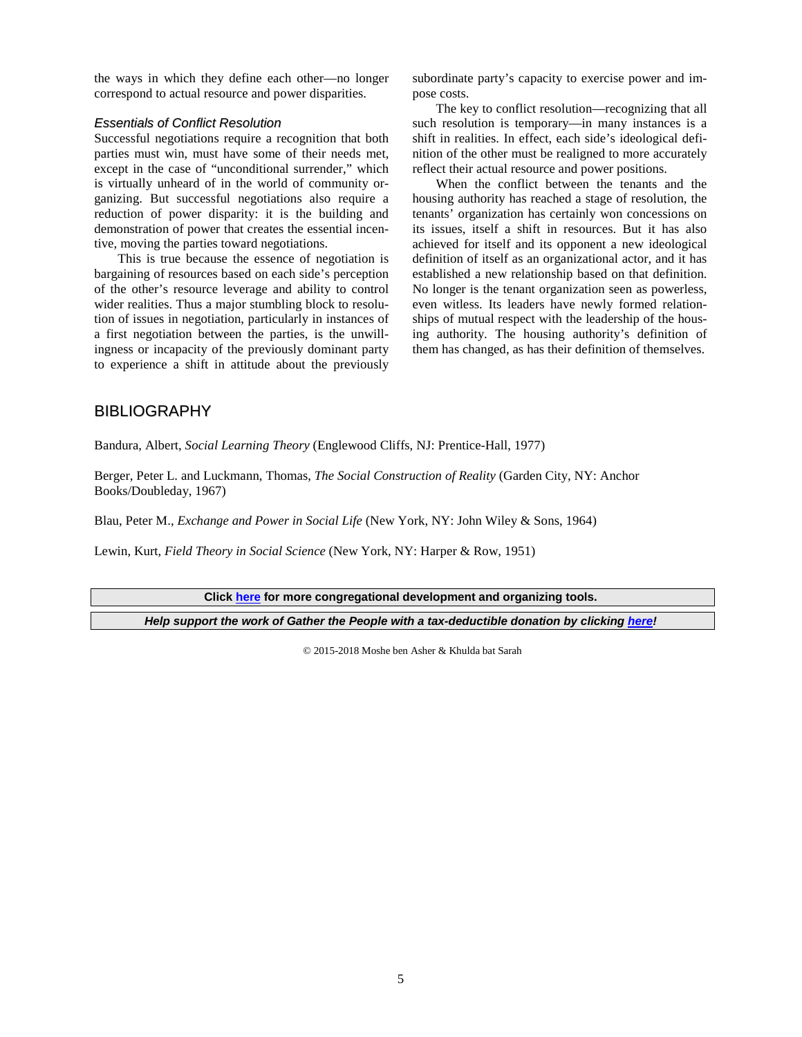the ways in which they define each other—no longer correspond to actual resource and power disparities.

### *Essentials of Conflict Resolution*

Successful negotiations require a recognition that both parties must win, must have some of their needs met, except in the case of "unconditional surrender," which is virtually unheard of in the world of community organizing. But successful negotiations also require a reduction of power disparity: it is the building and demonstration of power that creates the essential incentive, moving the parties toward negotiations.

This is true because the essence of negotiation is bargaining of resources based on each side's perception of the other's resource leverage and ability to control wider realities. Thus a major stumbling block to resolution of issues in negotiation, particularly in instances of a first negotiation between the parties, is the unwillingness or incapacity of the previously dominant party to experience a shift in attitude about the previously subordinate party's capacity to exercise power and impose costs.

The key to conflict resolution—recognizing that all such resolution is temporary—in many instances is a shift in realities. In effect, each side's ideological definition of the other must be realigned to more accurately reflect their actual resource and power positions.

When the conflict between the tenants and the housing authority has reached a stage of resolution, the tenants' organization has certainly won concessions on its issues, itself a shift in resources. But it has also achieved for itself and its opponent a new ideological definition of itself as an organizational actor, and it has established a new relationship based on that definition. No longer is the tenant organization seen as powerless, even witless. Its leaders have newly formed relationships of mutual respect with the leadership of the housing authority. The housing authority's definition of them has changed, as has their definition of themselves.

## BIBLIOGRAPHY

Bandura, Albert, *Social Learning Theory* (Englewood Cliffs, NJ: Prentice-Hall, 1977)

Berger, Peter L. and Luckmann, Thomas, *The Social Construction of Reality* (Garden City, NY: Anchor Books/Doubleday, 1967)

Blau, Peter M., *Exchange and Power in Social Life* (New York, NY: John Wiley & Sons, 1964)

Lewin, Kurt, *Field Theory in Social Science* (New York, NY: Harper & Row, 1951)

**Click here for more congregational development and organizing tools.**

***Help support the work of Gather the People with a tax-deductible donation by clicking here!***

© 2015-2018 Moshe ben Asher & Khulda bat Sarah